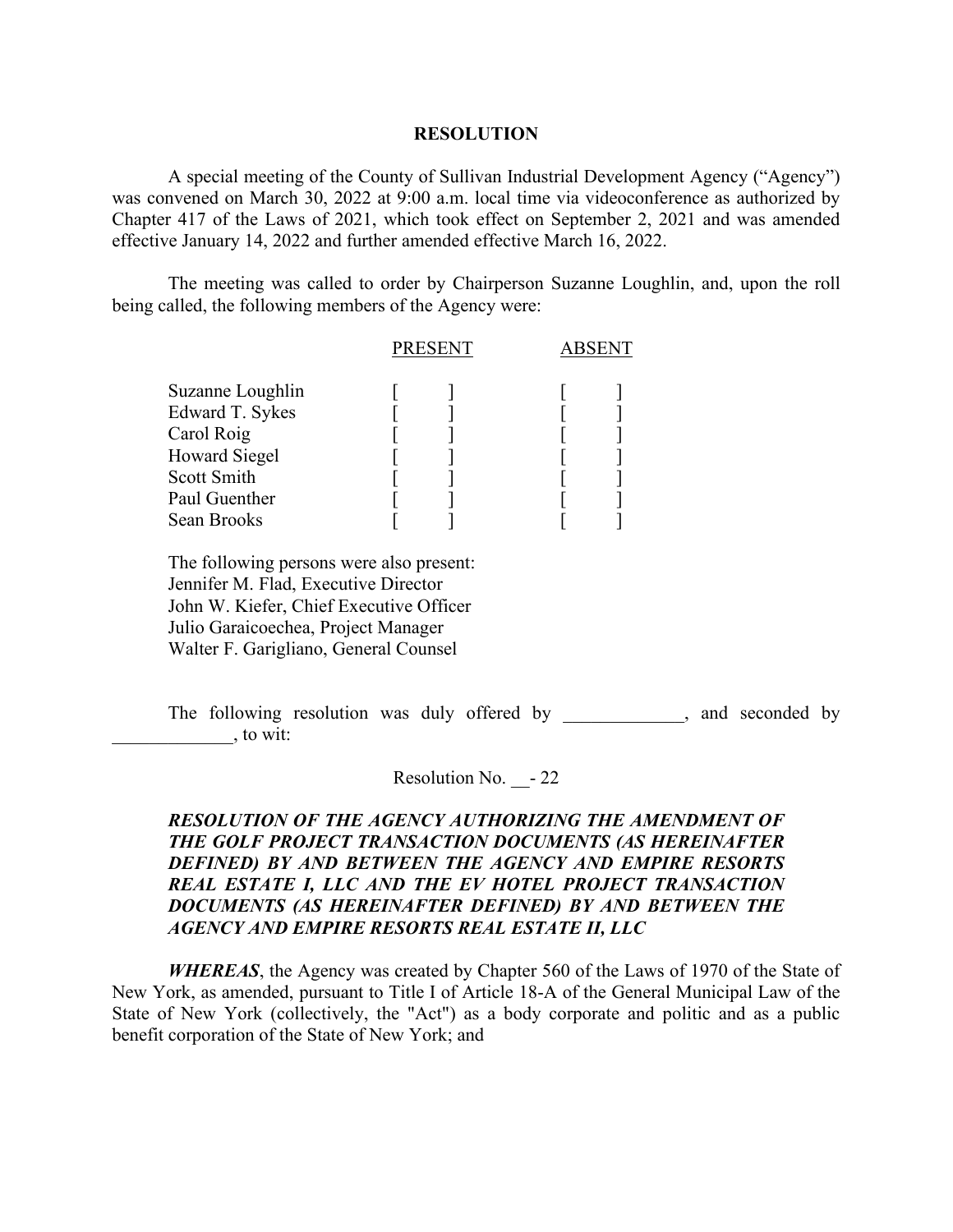# RESOLUTION

A special meeting of the County of Sullivan Industrial Development Agency ("Agency") was convened on March 30, 2022 at 9:00 a.m. local time via videoconference as authorized by Chapter 417 of the Laws of 2021, which took effect on September 2, 2021 and was amended effective January 14, 2022 and further amended effective March 16, 2022.

The meeting was called to order by Chairperson Suzanne Loughlin, and, upon the roll being called, the following members of the Agency were:

| | PRESENT | ABSENT |
|---|---|---|
| Suzanne Loughlin | [ ] | [ ] |
| Edward T. Sykes | [ ] | [ ] |
| Carol Roig | [ ] | [ ] |
| Howard Siegel | [ ] | [ ] |
| Scott Smith | [ ] | [ ] |
| Paul Guenther | [ ] | [ ] |
| Sean Brooks | [ ] | [ ] |

The following persons were also present:
Jennifer M. Flad, Executive Director
John W. Kiefer, Chief Executive Officer
Julio Garaicoechea, Project Manager
Walter F. Garigliano, General Counsel

The following resolution was duly offered by _____________, and seconded by _____________, to wit:

Resolution No. __- 22

***RESOLUTION OF THE AGENCY AUTHORIZING THE AMENDMENT OF THE GOLF PROJECT TRANSACTION DOCUMENTS (AS HEREINAFTER DEFINED) BY AND BETWEEN THE AGENCY AND EMPIRE RESORTS REAL ESTATE I, LLC AND THE EV HOTEL PROJECT TRANSACTION DOCUMENTS (AS HEREINAFTER DEFINED) BY AND BETWEEN THE AGENCY AND EMPIRE RESORTS REAL ESTATE II, LLC***

***WHEREAS***, the Agency was created by Chapter 560 of the Laws of 1970 of the State of New York, as amended, pursuant to Title I of Article 18-A of the General Municipal Law of the State of New York (collectively, the "Act") as a body corporate and politic and as a public benefit corporation of the State of New York; and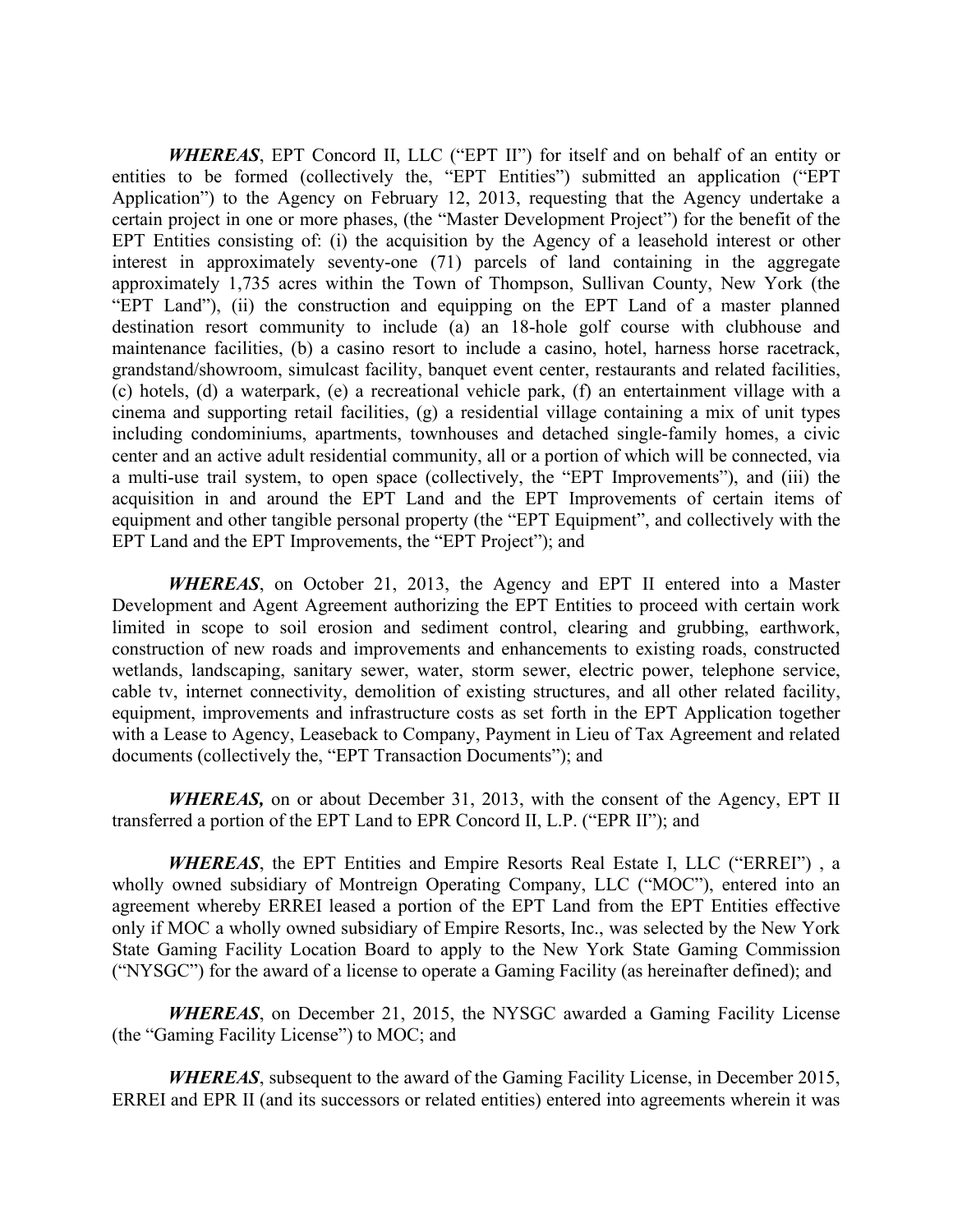***WHEREAS***, EPT Concord II, LLC ("EPT II") for itself and on behalf of an entity or entities to be formed (collectively the, "EPT Entities") submitted an application ("EPT Application") to the Agency on February 12, 2013, requesting that the Agency undertake a certain project in one or more phases, (the "Master Development Project") for the benefit of the EPT Entities consisting of: (i) the acquisition by the Agency of a leasehold interest or other interest in approximately seventy-one (71) parcels of land containing in the aggregate approximately 1,735 acres within the Town of Thompson, Sullivan County, New York (the "EPT Land"), (ii) the construction and equipping on the EPT Land of a master planned destination resort community to include (a) an 18-hole golf course with clubhouse and maintenance facilities, (b) a casino resort to include a casino, hotel, harness horse racetrack, grandstand/showroom, simulcast facility, banquet event center, restaurants and related facilities, (c) hotels, (d) a waterpark, (e) a recreational vehicle park, (f) an entertainment village with a cinema and supporting retail facilities, (g) a residential village containing a mix of unit types including condominiums, apartments, townhouses and detached single-family homes, a civic center and an active adult residential community, all or a portion of which will be connected, via a multi-use trail system, to open space (collectively, the "EPT Improvements"), and (iii) the acquisition in and around the EPT Land and the EPT Improvements of certain items of equipment and other tangible personal property (the "EPT Equipment", and collectively with the EPT Land and the EPT Improvements, the "EPT Project"); and

***WHEREAS***, on October 21, 2013, the Agency and EPT II entered into a Master Development and Agent Agreement authorizing the EPT Entities to proceed with certain work limited in scope to soil erosion and sediment control, clearing and grubbing, earthwork, construction of new roads and improvements and enhancements to existing roads, constructed wetlands, landscaping, sanitary sewer, water, storm sewer, electric power, telephone service, cable tv, internet connectivity, demolition of existing structures, and all other related facility, equipment, improvements and infrastructure costs as set forth in the EPT Application together with a Lease to Agency, Leaseback to Company, Payment in Lieu of Tax Agreement and related documents (collectively the, "EPT Transaction Documents"); and

***WHEREAS,*** on or about December 31, 2013, with the consent of the Agency, EPT II transferred a portion of the EPT Land to EPR Concord II, L.P. ("EPR II"); and

***WHEREAS***, the EPT Entities and Empire Resorts Real Estate I, LLC ("ERREI") , a wholly owned subsidiary of Montreign Operating Company, LLC ("MOC"), entered into an agreement whereby ERREI leased a portion of the EPT Land from the EPT Entities effective only if MOC a wholly owned subsidiary of Empire Resorts, Inc., was selected by the New York State Gaming Facility Location Board to apply to the New York State Gaming Commission ("NYSGC") for the award of a license to operate a Gaming Facility (as hereinafter defined); and

***WHEREAS***, on December 21, 2015, the NYSGC awarded a Gaming Facility License (the "Gaming Facility License") to MOC; and

***WHEREAS***, subsequent to the award of the Gaming Facility License, in December 2015, ERREI and EPR II (and its successors or related entities) entered into agreements wherein it was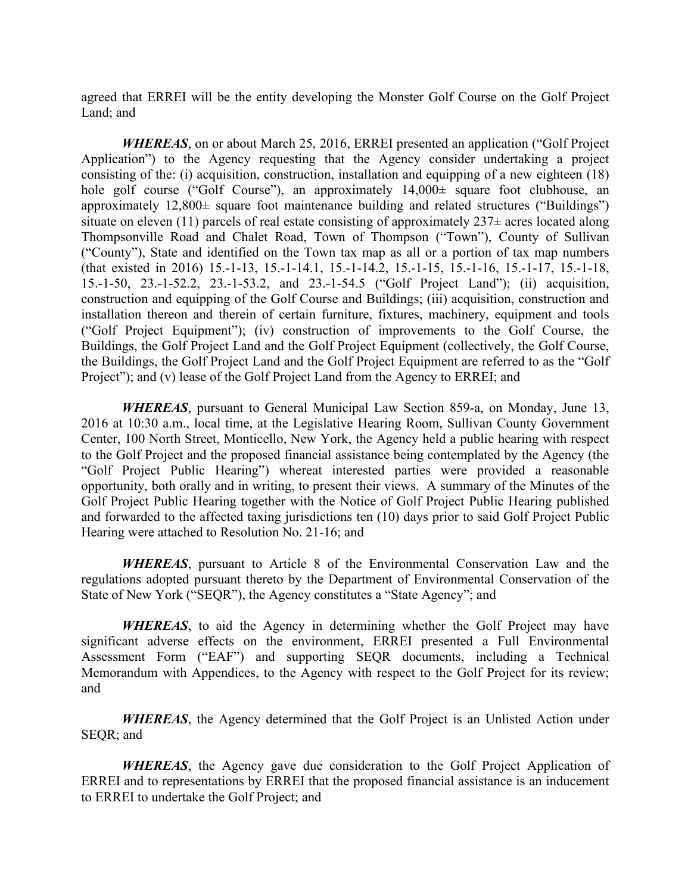agreed that ERREI will be the entity developing the Monster Golf Course on the Golf Project Land; and

***WHEREAS***, on or about March 25, 2016, ERREI presented an application ("Golf Project Application") to the Agency requesting that the Agency consider undertaking a project consisting of the: (i) acquisition, construction, installation and equipping of a new eighteen (18) hole golf course ("Golf Course"), an approximately 14,000± square foot clubhouse, an approximately 12,800± square foot maintenance building and related structures ("Buildings") situate on eleven (11) parcels of real estate consisting of approximately 237± acres located along Thompsonville Road and Chalet Road, Town of Thompson ("Town"), County of Sullivan ("County"), State and identified on the Town tax map as all or a portion of tax map numbers (that existed in 2016) 15.-1-13, 15.-1-14.1, 15.-1-14.2, 15.-1-15, 15.-1-16, 15.-1-17, 15.-1-18, 15.-1-50, 23.-1-52.2, 23.-1-53.2, and 23.-1-54.5 ("Golf Project Land"); (ii) acquisition, construction and equipping of the Golf Course and Buildings; (iii) acquisition, construction and installation thereon and therein of certain furniture, fixtures, machinery, equipment and tools ("Golf Project Equipment"); (iv) construction of improvements to the Golf Course, the Buildings, the Golf Project Land and the Golf Project Equipment (collectively, the Golf Course, the Buildings, the Golf Project Land and the Golf Project Equipment are referred to as the "Golf Project"); and (v) lease of the Golf Project Land from the Agency to ERREI; and

***WHEREAS***, pursuant to General Municipal Law Section 859-a, on Monday, June 13, 2016 at 10:30 a.m., local time, at the Legislative Hearing Room, Sullivan County Government Center, 100 North Street, Monticello, New York, the Agency held a public hearing with respect to the Golf Project and the proposed financial assistance being contemplated by the Agency (the "Golf Project Public Hearing") whereat interested parties were provided a reasonable opportunity, both orally and in writing, to present their views. A summary of the Minutes of the Golf Project Public Hearing together with the Notice of Golf Project Public Hearing published and forwarded to the affected taxing jurisdictions ten (10) days prior to said Golf Project Public Hearing were attached to Resolution No. 21-16; and

***WHEREAS***, pursuant to Article 8 of the Environmental Conservation Law and the regulations adopted pursuant thereto by the Department of Environmental Conservation of the State of New York ("SEQR"), the Agency constitutes a "State Agency"; and

***WHEREAS***, to aid the Agency in determining whether the Golf Project may have significant adverse effects on the environment, ERREI presented a Full Environmental Assessment Form ("EAF") and supporting SEQR documents, including a Technical Memorandum with Appendices, to the Agency with respect to the Golf Project for its review; and

***WHEREAS***, the Agency determined that the Golf Project is an Unlisted Action under SEQR; and

***WHEREAS***, the Agency gave due consideration to the Golf Project Application of ERREI and to representations by ERREI that the proposed financial assistance is an inducement to ERREI to undertake the Golf Project; and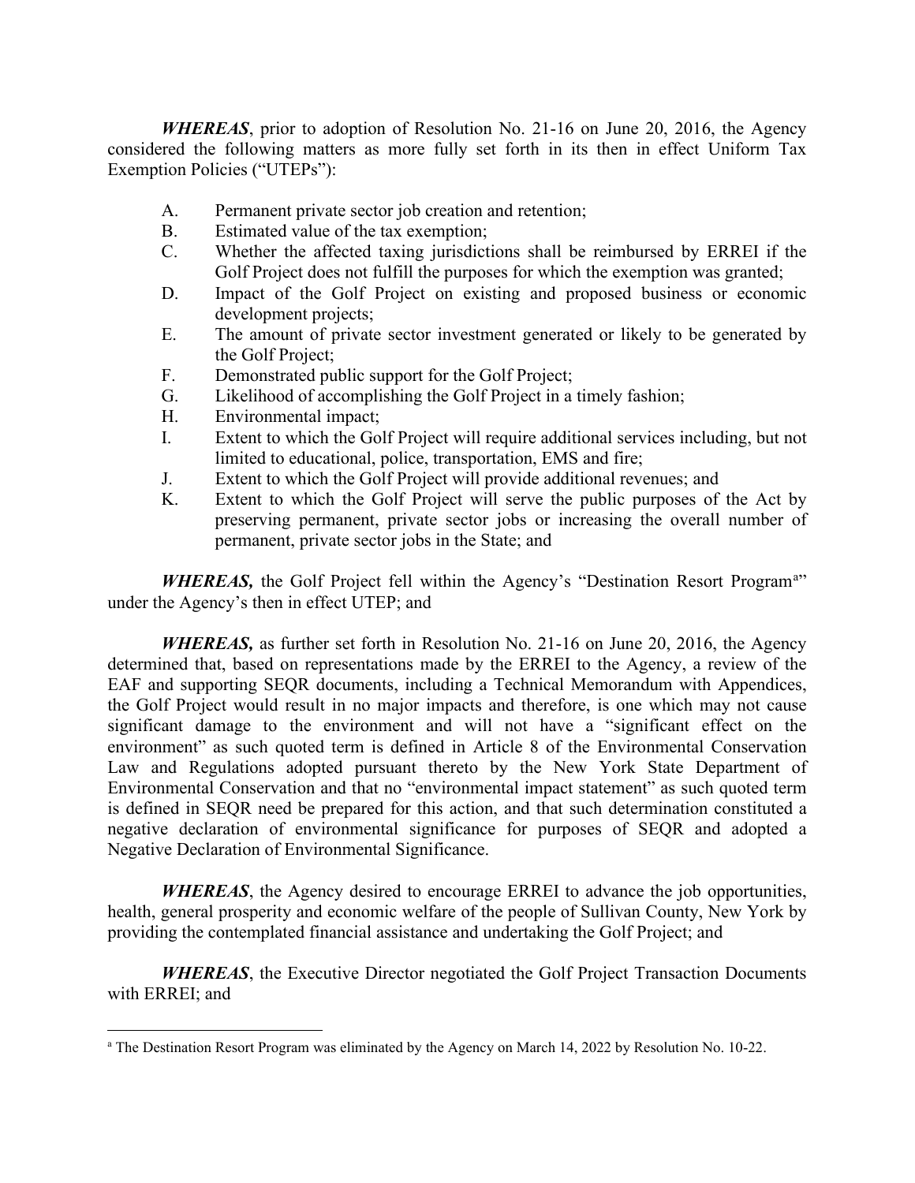***WHEREAS***, prior to adoption of Resolution No. 21-16 on June 20, 2016, the Agency considered the following matters as more fully set forth in its then in effect Uniform Tax Exemption Policies ("UTEPs"):

A. Permanent private sector job creation and retention;
B. Estimated value of the tax exemption;
C. Whether the affected taxing jurisdictions shall be reimbursed by ERREI if the Golf Project does not fulfill the purposes for which the exemption was granted;
D. Impact of the Golf Project on existing and proposed business or economic development projects;
E. The amount of private sector investment generated or likely to be generated by the Golf Project;
F. Demonstrated public support for the Golf Project;
G. Likelihood of accomplishing the Golf Project in a timely fashion;
H. Environmental impact;
I. Extent to which the Golf Project will require additional services including, but not limited to educational, police, transportation, EMS and fire;
J. Extent to which the Golf Project will provide additional revenues; and
K. Extent to which the Golf Project will serve the public purposes of the Act by preserving permanent, private sector jobs or increasing the overall number of permanent, private sector jobs in the State; and

***WHEREAS,*** the Golf Project fell within the Agency's "Destination Resort Program[a]" under the Agency's then in effect UTEP; and

***WHEREAS,*** as further set forth in Resolution No. 21-16 on June 20, 2016, the Agency determined that, based on representations made by the ERREI to the Agency, a review of the EAF and supporting SEQR documents, including a Technical Memorandum with Appendices, the Golf Project would result in no major impacts and therefore, is one which may not cause significant damage to the environment and will not have a "significant effect on the environment" as such quoted term is defined in Article 8 of the Environmental Conservation Law and Regulations adopted pursuant thereto by the New York State Department of Environmental Conservation and that no "environmental impact statement" as such quoted term is defined in SEQR need be prepared for this action, and that such determination constituted a negative declaration of environmental significance for purposes of SEQR and adopted a Negative Declaration of Environmental Significance.

***WHEREAS***, the Agency desired to encourage ERREI to advance the job opportunities, health, general prosperity and economic welfare of the people of Sullivan County, New York by providing the contemplated financial assistance and undertaking the Golf Project; and

***WHEREAS***, the Executive Director negotiated the Golf Project Transaction Documents with ERREI; and

---

[a] The Destination Resort Program was eliminated by the Agency on March 14, 2022 by Resolution No. 10-22.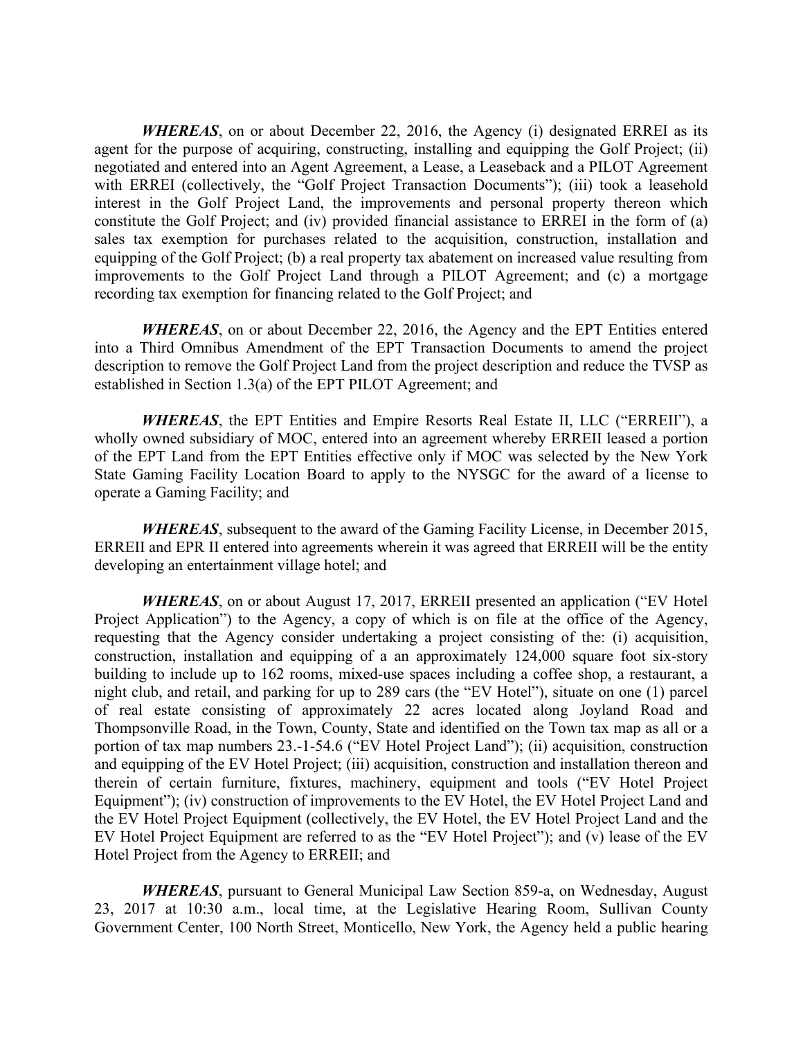***WHEREAS***, on or about December 22, 2016, the Agency (i) designated ERREI as its agent for the purpose of acquiring, constructing, installing and equipping the Golf Project; (ii) negotiated and entered into an Agent Agreement, a Lease, a Leaseback and a PILOT Agreement with ERREI (collectively, the "Golf Project Transaction Documents"); (iii) took a leasehold interest in the Golf Project Land, the improvements and personal property thereon which constitute the Golf Project; and (iv) provided financial assistance to ERREI in the form of (a) sales tax exemption for purchases related to the acquisition, construction, installation and equipping of the Golf Project; (b) a real property tax abatement on increased value resulting from improvements to the Golf Project Land through a PILOT Agreement; and (c) a mortgage recording tax exemption for financing related to the Golf Project; and

***WHEREAS***, on or about December 22, 2016, the Agency and the EPT Entities entered into a Third Omnibus Amendment of the EPT Transaction Documents to amend the project description to remove the Golf Project Land from the project description and reduce the TVSP as established in Section 1.3(a) of the EPT PILOT Agreement; and

***WHEREAS***, the EPT Entities and Empire Resorts Real Estate II, LLC ("ERREII"), a wholly owned subsidiary of MOC, entered into an agreement whereby ERREII leased a portion of the EPT Land from the EPT Entities effective only if MOC was selected by the New York State Gaming Facility Location Board to apply to the NYSGC for the award of a license to operate a Gaming Facility; and

***WHEREAS***, subsequent to the award of the Gaming Facility License, in December 2015, ERREII and EPR II entered into agreements wherein it was agreed that ERREII will be the entity developing an entertainment village hotel; and

***WHEREAS***, on or about August 17, 2017, ERREII presented an application ("EV Hotel Project Application") to the Agency, a copy of which is on file at the office of the Agency, requesting that the Agency consider undertaking a project consisting of the: (i) acquisition, construction, installation and equipping of a an approximately 124,000 square foot six-story building to include up to 162 rooms, mixed-use spaces including a coffee shop, a restaurant, a night club, and retail, and parking for up to 289 cars (the "EV Hotel"), situate on one (1) parcel of real estate consisting of approximately 22 acres located along Joyland Road and Thompsonville Road, in the Town, County, State and identified on the Town tax map as all or a portion of tax map numbers 23.-1-54.6 ("EV Hotel Project Land"); (ii) acquisition, construction and equipping of the EV Hotel Project; (iii) acquisition, construction and installation thereon and therein of certain furniture, fixtures, machinery, equipment and tools ("EV Hotel Project Equipment"); (iv) construction of improvements to the EV Hotel, the EV Hotel Project Land and the EV Hotel Project Equipment (collectively, the EV Hotel, the EV Hotel Project Land and the EV Hotel Project Equipment are referred to as the "EV Hotel Project"); and (v) lease of the EV Hotel Project from the Agency to ERREII; and

***WHEREAS***, pursuant to General Municipal Law Section 859-a, on Wednesday, August 23, 2017 at 10:30 a.m., local time, at the Legislative Hearing Room, Sullivan County Government Center, 100 North Street, Monticello, New York, the Agency held a public hearing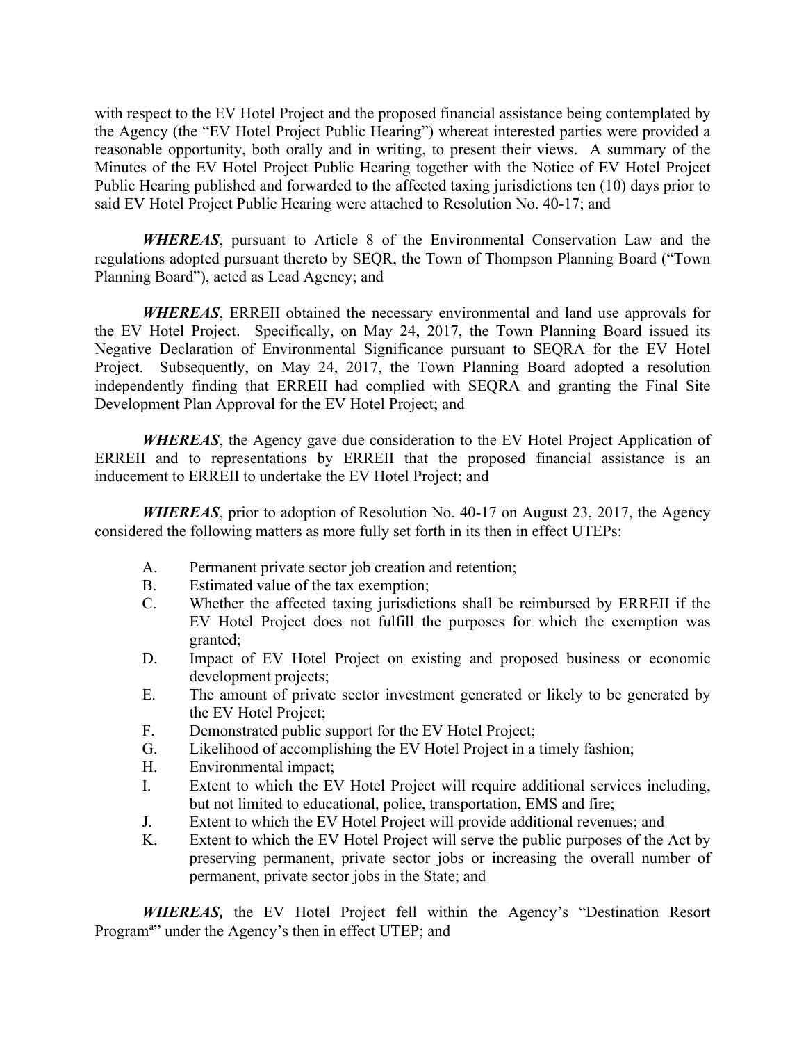with respect to the EV Hotel Project and the proposed financial assistance being contemplated by the Agency (the "EV Hotel Project Public Hearing") whereat interested parties were provided a reasonable opportunity, both orally and in writing, to present their views. A summary of the Minutes of the EV Hotel Project Public Hearing together with the Notice of EV Hotel Project Public Hearing published and forwarded to the affected taxing jurisdictions ten (10) days prior to said EV Hotel Project Public Hearing were attached to Resolution No. 40-17; and

***WHEREAS***, pursuant to Article 8 of the Environmental Conservation Law and the regulations adopted pursuant thereto by SEQR, the Town of Thompson Planning Board ("Town Planning Board"), acted as Lead Agency; and

***WHEREAS***, ERREII obtained the necessary environmental and land use approvals for the EV Hotel Project. Specifically, on May 24, 2017, the Town Planning Board issued its Negative Declaration of Environmental Significance pursuant to SEQRA for the EV Hotel Project. Subsequently, on May 24, 2017, the Town Planning Board adopted a resolution independently finding that ERREII had complied with SEQRA and granting the Final Site Development Plan Approval for the EV Hotel Project; and

***WHEREAS***, the Agency gave due consideration to the EV Hotel Project Application of ERREII and to representations by ERREII that the proposed financial assistance is an inducement to ERREII to undertake the EV Hotel Project; and

***WHEREAS***, prior to adoption of Resolution No. 40-17 on August 23, 2017, the Agency considered the following matters as more fully set forth in its then in effect UTEPs:

A. Permanent private sector job creation and retention;
B. Estimated value of the tax exemption;
C. Whether the affected taxing jurisdictions shall be reimbursed by ERREII if the EV Hotel Project does not fulfill the purposes for which the exemption was granted;
D. Impact of EV Hotel Project on existing and proposed business or economic development projects;
E. The amount of private sector investment generated or likely to be generated by the EV Hotel Project;
F. Demonstrated public support for the EV Hotel Project;
G. Likelihood of accomplishing the EV Hotel Project in a timely fashion;
H. Environmental impact;
I. Extent to which the EV Hotel Project will require additional services including, but not limited to educational, police, transportation, EMS and fire;
J. Extent to which the EV Hotel Project will provide additional revenues; and
K. Extent to which the EV Hotel Project will serve the public purposes of the Act by preserving permanent, private sector jobs or increasing the overall number of permanent, private sector jobs in the State; and

***WHEREAS,*** the EV Hotel Project fell within the Agency's "Destination Resort Program[a]" under the Agency's then in effect UTEP; and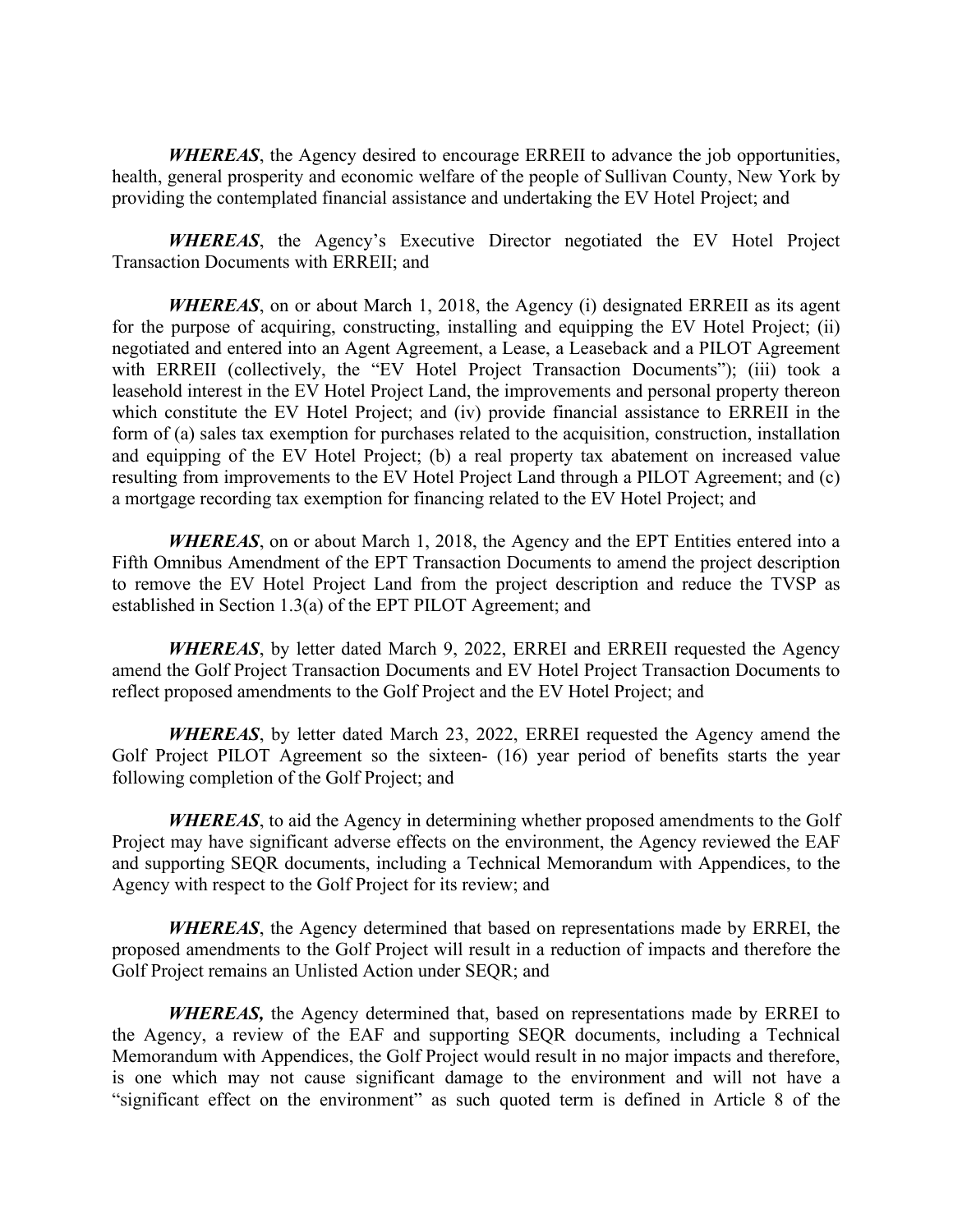***WHEREAS***, the Agency desired to encourage ERREII to advance the job opportunities, health, general prosperity and economic welfare of the people of Sullivan County, New York by providing the contemplated financial assistance and undertaking the EV Hotel Project; and

***WHEREAS***, the Agency's Executive Director negotiated the EV Hotel Project Transaction Documents with ERREII; and

***WHEREAS***, on or about March 1, 2018, the Agency (i) designated ERREII as its agent for the purpose of acquiring, constructing, installing and equipping the EV Hotel Project; (ii) negotiated and entered into an Agent Agreement, a Lease, a Leaseback and a PILOT Agreement with ERREII (collectively, the "EV Hotel Project Transaction Documents"); (iii) took a leasehold interest in the EV Hotel Project Land, the improvements and personal property thereon which constitute the EV Hotel Project; and (iv) provide financial assistance to ERREII in the form of (a) sales tax exemption for purchases related to the acquisition, construction, installation and equipping of the EV Hotel Project; (b) a real property tax abatement on increased value resulting from improvements to the EV Hotel Project Land through a PILOT Agreement; and (c) a mortgage recording tax exemption for financing related to the EV Hotel Project; and

***WHEREAS***, on or about March 1, 2018, the Agency and the EPT Entities entered into a Fifth Omnibus Amendment of the EPT Transaction Documents to amend the project description to remove the EV Hotel Project Land from the project description and reduce the TVSP as established in Section 1.3(a) of the EPT PILOT Agreement; and

***WHEREAS***, by letter dated March 9, 2022, ERREI and ERREII requested the Agency amend the Golf Project Transaction Documents and EV Hotel Project Transaction Documents to reflect proposed amendments to the Golf Project and the EV Hotel Project; and

***WHEREAS***, by letter dated March 23, 2022, ERREI requested the Agency amend the Golf Project PILOT Agreement so the sixteen- (16) year period of benefits starts the year following completion of the Golf Project; and

***WHEREAS***, to aid the Agency in determining whether proposed amendments to the Golf Project may have significant adverse effects on the environment, the Agency reviewed the EAF and supporting SEQR documents, including a Technical Memorandum with Appendices, to the Agency with respect to the Golf Project for its review; and

***WHEREAS***, the Agency determined that based on representations made by ERREI, the proposed amendments to the Golf Project will result in a reduction of impacts and therefore the Golf Project remains an Unlisted Action under SEQR; and

***WHEREAS,*** the Agency determined that, based on representations made by ERREI to the Agency, a review of the EAF and supporting SEQR documents, including a Technical Memorandum with Appendices, the Golf Project would result in no major impacts and therefore, is one which may not cause significant damage to the environment and will not have a "significant effect on the environment" as such quoted term is defined in Article 8 of the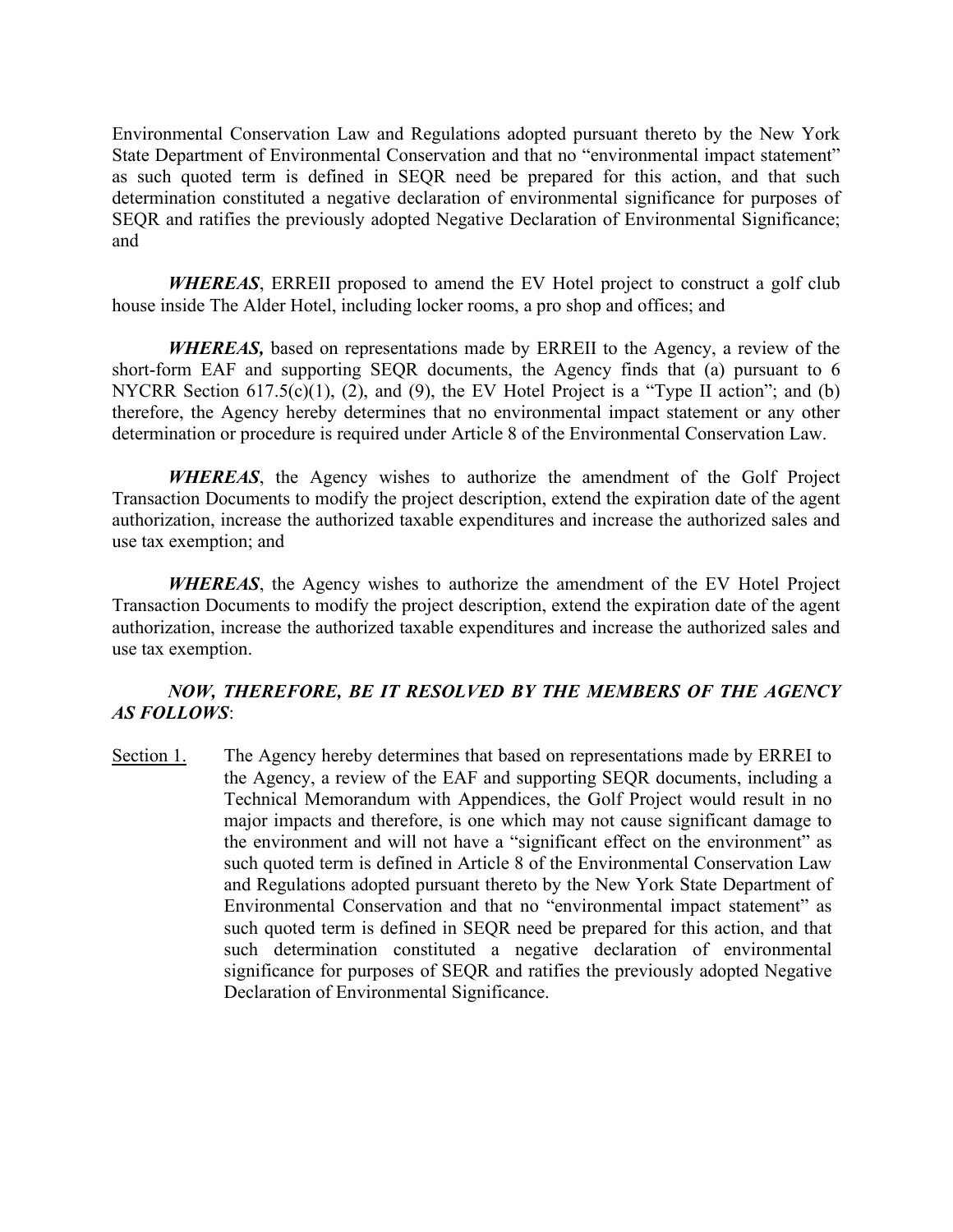Environmental Conservation Law and Regulations adopted pursuant thereto by the New York State Department of Environmental Conservation and that no "environmental impact statement" as such quoted term is defined in SEQR need be prepared for this action, and that such determination constituted a negative declaration of environmental significance for purposes of SEQR and ratifies the previously adopted Negative Declaration of Environmental Significance; and

***WHEREAS***, ERREII proposed to amend the EV Hotel project to construct a golf club house inside The Alder Hotel, including locker rooms, a pro shop and offices; and

***WHEREAS,*** based on representations made by ERREII to the Agency, a review of the short-form EAF and supporting SEQR documents, the Agency finds that (a) pursuant to 6 NYCRR Section 617.5(c)(1), (2), and (9), the EV Hotel Project is a "Type II action"; and (b) therefore, the Agency hereby determines that no environmental impact statement or any other determination or procedure is required under Article 8 of the Environmental Conservation Law.

***WHEREAS***, the Agency wishes to authorize the amendment of the Golf Project Transaction Documents to modify the project description, extend the expiration date of the agent authorization, increase the authorized taxable expenditures and increase the authorized sales and use tax exemption; and

***WHEREAS***, the Agency wishes to authorize the amendment of the EV Hotel Project Transaction Documents to modify the project description, extend the expiration date of the agent authorization, increase the authorized taxable expenditures and increase the authorized sales and use tax exemption.

***NOW, THEREFORE, BE IT RESOLVED BY THE MEMBERS OF THE AGENCY AS FOLLOWS***:

Section 1. The Agency hereby determines that based on representations made by ERREI to the Agency, a review of the EAF and supporting SEQR documents, including a Technical Memorandum with Appendices, the Golf Project would result in no major impacts and therefore, is one which may not cause significant damage to the environment and will not have a "significant effect on the environment" as such quoted term is defined in Article 8 of the Environmental Conservation Law and Regulations adopted pursuant thereto by the New York State Department of Environmental Conservation and that no "environmental impact statement" as such quoted term is defined in SEQR need be prepared for this action, and that such determination constituted a negative declaration of environmental significance for purposes of SEQR and ratifies the previously adopted Negative Declaration of Environmental Significance.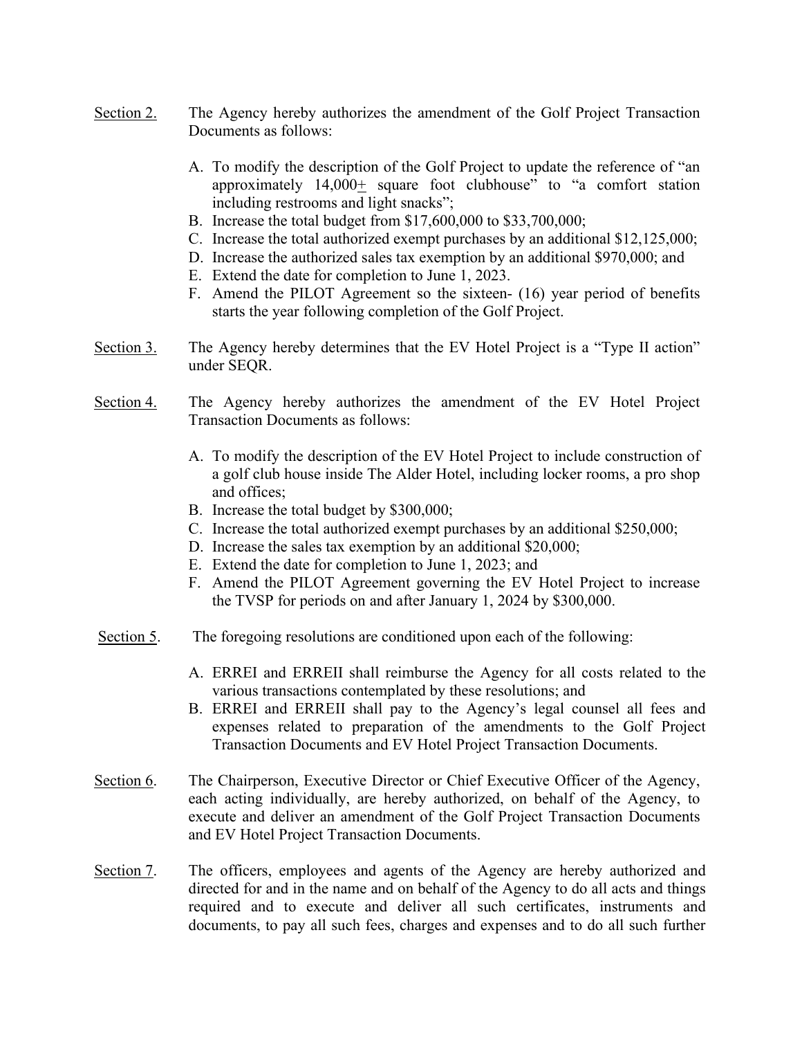<u>Section 2.</u> The Agency hereby authorizes the amendment of the Golf Project Transaction Documents as follows:

A. To modify the description of the Golf Project to update the reference of "an approximately 14,000± square foot clubhouse" to "a comfort station including restrooms and light snacks";
B. Increase the total budget from $17,600,000 to $33,700,000;
C. Increase the total authorized exempt purchases by an additional $12,125,000;
D. Increase the authorized sales tax exemption by an additional $970,000; and
E. Extend the date for completion to June 1, 2023.
F. Amend the PILOT Agreement so the sixteen- (16) year period of benefits starts the year following completion of the Golf Project.

<u>Section 3.</u> The Agency hereby determines that the EV Hotel Project is a "Type II action" under SEQR.

<u>Section 4.</u> The Agency hereby authorizes the amendment of the EV Hotel Project Transaction Documents as follows:

A. To modify the description of the EV Hotel Project to include construction of a golf club house inside The Alder Hotel, including locker rooms, a pro shop and offices;
B. Increase the total budget by $300,000;
C. Increase the total authorized exempt purchases by an additional $250,000;
D. Increase the sales tax exemption by an additional $20,000;
E. Extend the date for completion to June 1, 2023; and
F. Amend the PILOT Agreement governing the EV Hotel Project to increase the TVSP for periods on and after January 1, 2024 by $300,000.

<u>Section 5</u>. The foregoing resolutions are conditioned upon each of the following:

A. ERREI and ERREII shall reimburse the Agency for all costs related to the various transactions contemplated by these resolutions; and
B. ERREI and ERREII shall pay to the Agency's legal counsel all fees and expenses related to preparation of the amendments to the Golf Project Transaction Documents and EV Hotel Project Transaction Documents.

<u>Section 6</u>. The Chairperson, Executive Director or Chief Executive Officer of the Agency, each acting individually, are hereby authorized, on behalf of the Agency, to execute and deliver an amendment of the Golf Project Transaction Documents and EV Hotel Project Transaction Documents.

<u>Section 7</u>. The officers, employees and agents of the Agency are hereby authorized and directed for and in the name and on behalf of the Agency to do all acts and things required and to execute and deliver all such certificates, instruments and documents, to pay all such fees, charges and expenses and to do all such further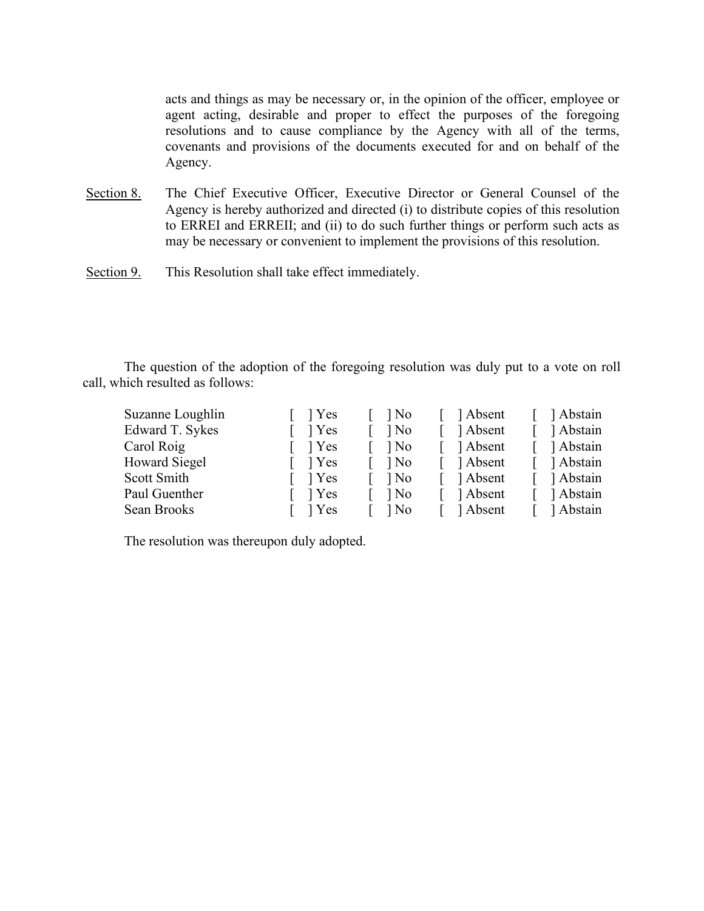acts and things as may be necessary or, in the opinion of the officer, employee or agent acting, desirable and proper to effect the purposes of the foregoing resolutions and to cause compliance by the Agency with all of the terms, covenants and provisions of the documents executed for and on behalf of the Agency.

Section 8. The Chief Executive Officer, Executive Director or General Counsel of the Agency is hereby authorized and directed (i) to distribute copies of this resolution to ERREI and ERREII; and (ii) to do such further things or perform such acts as may be necessary or convenient to implement the provisions of this resolution.

Section 9. This Resolution shall take effect immediately.

The question of the adoption of the foregoing resolution was duly put to a vote on roll call, which resulted as follows:

| | | | | |
|---|---|---|---|---|
| Suzanne Loughlin | [ ] Yes | [ ] No | [ ] Absent | [ ] Abstain |
| Edward T. Sykes | [ ] Yes | [ ] No | [ ] Absent | [ ] Abstain |
| Carol Roig | [ ] Yes | [ ] No | [ ] Absent | [ ] Abstain |
| Howard Siegel | [ ] Yes | [ ] No | [ ] Absent | [ ] Abstain |
| Scott Smith | [ ] Yes | [ ] No | [ ] Absent | [ ] Abstain |
| Paul Guenther | [ ] Yes | [ ] No | [ ] Absent | [ ] Abstain |
| Sean Brooks | [ ] Yes | [ ] No | [ ] Absent | [ ] Abstain |

The resolution was thereupon duly adopted.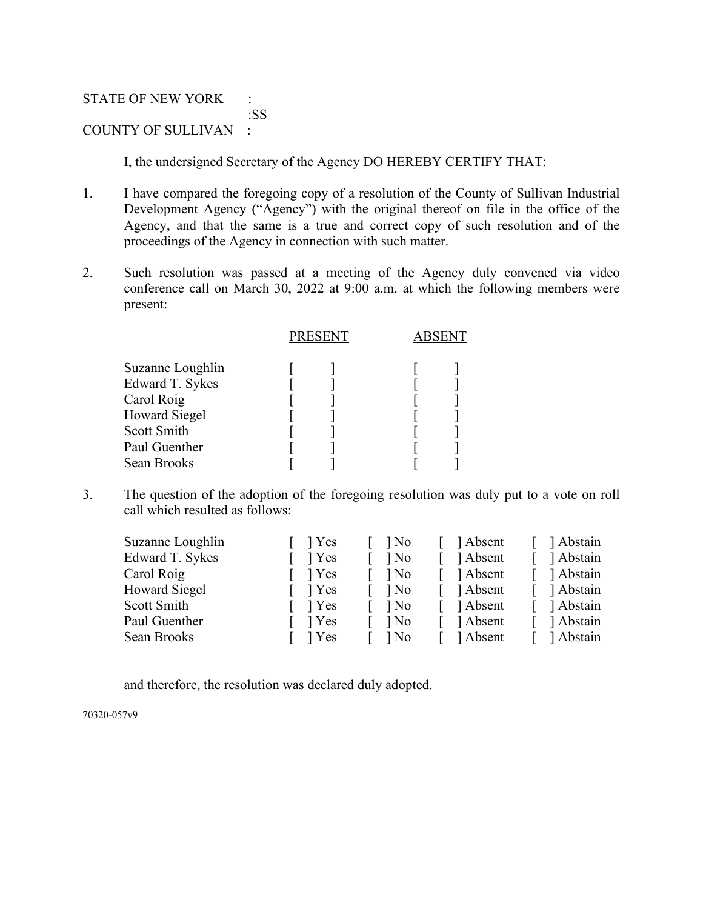STATE OF NEW YORK :
:SS
COUNTY OF SULLIVAN :

I, the undersigned Secretary of the Agency DO HEREBY CERTIFY THAT:

1. I have compared the foregoing copy of a resolution of the County of Sullivan Industrial Development Agency ("Agency") with the original thereof on file in the office of the Agency, and that the same is a true and correct copy of such resolution and of the proceedings of the Agency in connection with such matter.

2. Such resolution was passed at a meeting of the Agency duly convened via video conference call on March 30, 2022 at 9:00 a.m. at which the following members were present:

| | PRESENT | ABSENT |
|---|---|---|
| Suzanne Loughlin | [ ] | [ ] |
| Edward T. Sykes | [ ] | [ ] |
| Carol Roig | [ ] | [ ] |
| Howard Siegel | [ ] | [ ] |
| Scott Smith | [ ] | [ ] |
| Paul Guenther | [ ] | [ ] |
| Sean Brooks | [ ] | [ ] |

3. The question of the adoption of the foregoing resolution was duly put to a vote on roll call which resulted as follows:

| | | | | |
|---|---|---|---|---|
| Suzanne Loughlin | [ ] Yes | [ ] No | [ ] Absent | [ ] Abstain |
| Edward T. Sykes | [ ] Yes | [ ] No | [ ] Absent | [ ] Abstain |
| Carol Roig | [ ] Yes | [ ] No | [ ] Absent | [ ] Abstain |
| Howard Siegel | [ ] Yes | [ ] No | [ ] Absent | [ ] Abstain |
| Scott Smith | [ ] Yes | [ ] No | [ ] Absent | [ ] Abstain |
| Paul Guenther | [ ] Yes | [ ] No | [ ] Absent | [ ] Abstain |
| Sean Brooks | [ ] Yes | [ ] No | [ ] Absent | [ ] Abstain |

and therefore, the resolution was declared duly adopted.

70320-057v9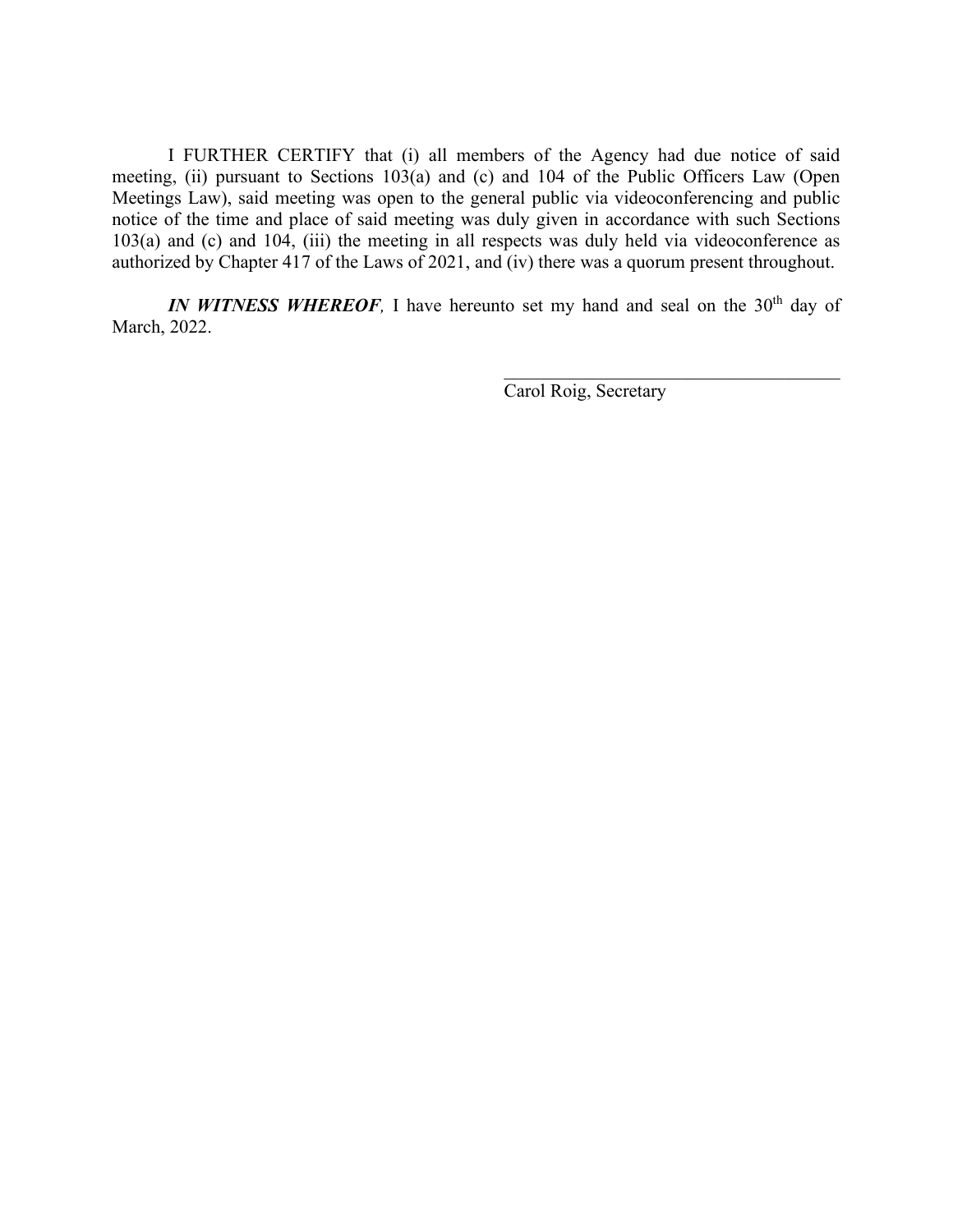I FURTHER CERTIFY that (i) all members of the Agency had due notice of said meeting, (ii) pursuant to Sections 103(a) and (c) and 104 of the Public Officers Law (Open Meetings Law), said meeting was open to the general public via videoconferencing and public notice of the time and place of said meeting was duly given in accordance with such Sections 103(a) and (c) and 104, (iii) the meeting in all respects was duly held via videoconference as authorized by Chapter 417 of the Laws of 2021, and (iv) there was a quorum present throughout.

***IN WITNESS WHEREOF,*** I have hereunto set my hand and seal on the 30th day of March, 2022.

\_\_\_\_\_\_\_\_\_\_\_\_\_\_\_\_\_\_\_\_\_\_\_\_\_\_\_\_\_\_\_\_\_\_\_\_

Carol Roig, Secretary